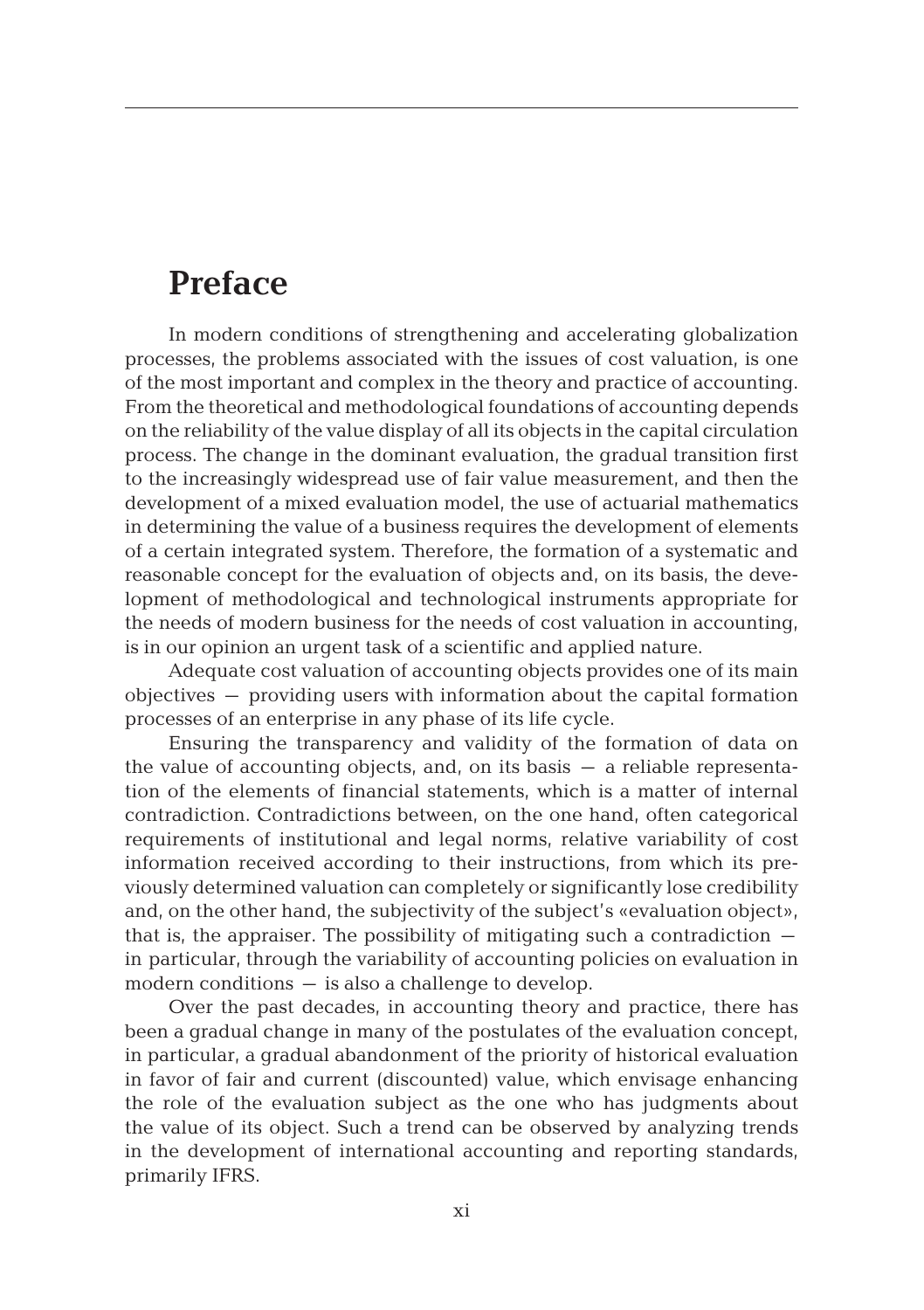# Preface

In modern conditions of strengthening and accelerating globalization processes, the problems associated with the issues of cost valuation, is one of the most important and complex in the theory and practice of accounting. From the theoretical and methodological foundations of accounting depends on the reliability of the value display of all its objects in the capital circulation process. The change in the dominant evaluation, the gradual transition first to the increasingly widespread use of fair value measurement, and then the development of a mixed evaluation model, the use of actuarial mathematics in determining the value of a business requires the development of elements of a certain integrated system. Therefore, the formation of a systematic and reasonable concept for the evaluation of objects and, on its basis, the development of methodological and technological instruments appropriate for the needs of modern business for the needs of cost valuation in accounting, is in our opinion an urgent task of a scientific and applied nature.

Adequate cost valuation of accounting objects provides one of its main objectives — providing users with information about the capital formation processes of an enterprise in any phase of its life cycle.

Ensuring the transparency and validity of the formation of data on the value of accounting objects, and, on its basis — a reliable representation of the elements of financial statements, which is a matter of internal contradiction. Contradictions between, on the one hand, often categorical requirements of institutional and legal norms, relative variability of cost information received according to their instructions, from which its previously determined valuation can completely or significantly lose credibility and, on the other hand, the subjectivity of the subject's «evaluation object», that is, the appraiser. The possibility of mitigating such a contradiction — in particular, through the variability of accounting policies on evaluation in modern conditions — is also a challenge to develop.

Over the past decades, in accounting theory and practice, there has been a gradual change in many of the postulates of the evaluation concept, in particular, a gradual abandonment of the priority of historical evaluation in favor of fair and current (discounted) value, which envisage enhancing the role of the evaluation subject as the one who has judgments about the value of its object. Such a trend can be observed by analyzing trends in the development of international accounting and reporting standards, primarily IFRS.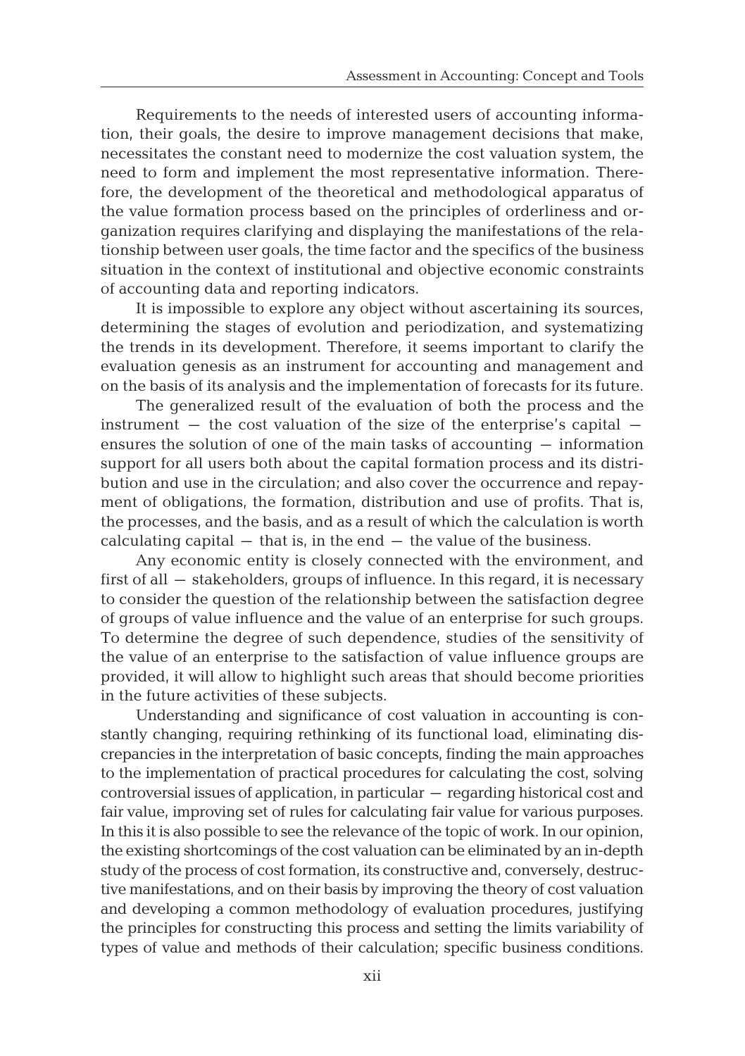Requirements to the needs of interested users of accounting information, their goals, the desire to improve management decisions that make, necessitates the constant need to modernize the cost valuation system, the need to form and implement the most representative information. Therefore, the development of the theoretical and methodological apparatus of the value formation process based on the principles of orderliness and organization requires clarifying and displaying the manifestations of the relationship between user goals, the time factor and the specifics of the business situation in the context of institutional and objective economic constraints of accounting data and reporting indicators.

It is impossible to explore any object without ascertaining its sources, determining the stages of evolution and periodization, and systematizing the trends in its development. Therefore, it seems important to clarify the evaluation genesis as an instrument for accounting and management and on the basis of its analysis and the implementation of forecasts for its future.

The generalized result of the evaluation of both the process and the instrument — the cost valuation of the size of the enterprise's capital — ensures the solution of one of the main tasks of accounting — information support for all users both about the capital formation process and its distribution and use in the circulation; and also cover the occurrence and repayment of obligations, the formation, distribution and use of profits. That is, the processes, and the basis, and as a result of which the calculation is worth calculating capital — that is, in the end — the value of the business.

Any economic entity is closely connected with the environment, and first of all — stakeholders, groups of influence. In this regard, it is necessary to consider the question of the relationship between the satisfaction degree of groups of value influence and the value of an enterprise for such groups. To determine the degree of such dependence, studies of the sensitivity of the value of an enterprise to the satisfaction of value influence groups are provided, it will allow to highlight such areas that should become priorities in the future activities of these subjects.

Understanding and significance of cost valuation in accounting is constantly changing, requiring rethinking of its functional load, eliminating discrepancies in the interpretation of basic concepts, finding the main approaches to the implementation of practical procedures for calculating the cost, solving controversial issues of application, in particular — regarding historical cost and fair value, improving set of rules for calculating fair value for various purposes. In this it is also possible to see the relevance of the topic of work. In our opinion, the existing shortcomings of the cost valuation can be eliminated by an in-depth study of the process of cost formation, its constructive and, conversely, destructive manifestations, and on their basis by improving the theory of cost valuation and developing a common methodology of evaluation procedures, justifying the principles for constructing this process and setting the limits variability of types of value and methods of their calculation; specific business conditions.